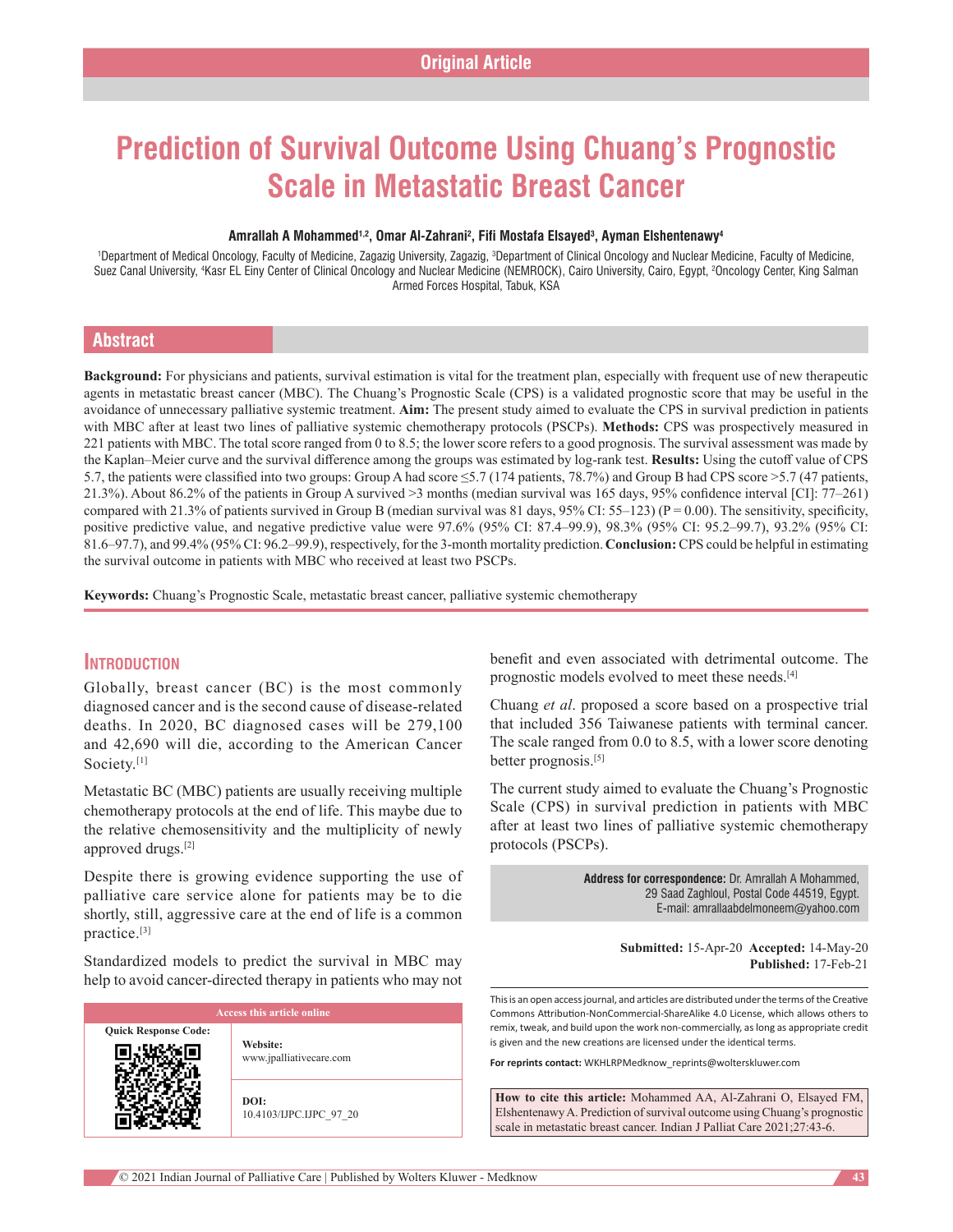Original Article

# Prediction of Survival Outcome Using Chuang's Prognostic Scale in Metastatic Breast Cancer

**Amrallah A Mohammed[1,2], Omar Al-Zahrani[2], Fifi Mostafa Elsayed[3], Ayman Elshentenawy[4]**

[1]Department of Medical Oncology, Faculty of Medicine, Zagazig University, Zagazig, [3]Department of Clinical Oncology and Nuclear Medicine, Faculty of Medicine, Suez Canal University, [4]Kasr EL Einy Center of Clinical Oncology and Nuclear Medicine (NEMROCK), Cairo University, Cairo, Egypt, [2]Oncology Center, King Salman Armed Forces Hospital, Tabuk, KSA

## Abstract

**Background:** For physicians and patients, survival estimation is vital for the treatment plan, especially with frequent use of new therapeutic agents in metastatic breast cancer (MBC). The Chuang's Prognostic Scale (CPS) is a validated prognostic score that may be useful in the avoidance of unnecessary palliative systemic treatment. **Aim:** The present study aimed to evaluate the CPS in survival prediction in patients with MBC after at least two lines of palliative systemic chemotherapy protocols (PSCPs). **Methods:** CPS was prospectively measured in 221 patients with MBC. The total score ranged from 0 to 8.5; the lower score refers to a good prognosis. The survival assessment was made by the Kaplan–Meier curve and the survival difference among the groups was estimated by log-rank test. **Results:** Using the cutoff value of CPS 5.7, the patients were classified into two groups: Group A had score ≤5.7 (174 patients, 78.7%) and Group B had CPS score >5.7 (47 patients, 21.3%). About 86.2% of the patients in Group A survived >3 months (median survival was 165 days, 95% confidence interval [CI]: 77–261) compared with 21.3% of patients survived in Group B (median survival was 81 days, 95% CI: 55–123) ($P = 0.00$). The sensitivity, specificity, positive predictive value, and negative predictive value were 97.6% (95% CI: 87.4–99.9), 98.3% (95% CI: 95.2–99.7), 93.2% (95% CI: 81.6–97.7), and 99.4% (95% CI: 96.2–99.9), respectively, for the 3-month mortality prediction. **Conclusion:** CPS could be helpful in estimating the survival outcome in patients with MBC who received at least two PSCPs.

**Keywords:** Chuang's Prognostic Scale, metastatic breast cancer, palliative systemic chemotherapy

## Introduction

Globally, breast cancer (BC) is the most commonly diagnosed cancer and is the second cause of disease-related deaths. In 2020, BC diagnosed cases will be 279,100 and 42,690 will die, according to the American Cancer Society.[1]

Metastatic BC (MBC) patients are usually receiving multiple chemotherapy protocols at the end of life. This maybe due to the relative chemosensitivity and the multiplicity of newly approved drugs.[2]

Despite there is growing evidence supporting the use of palliative care service alone for patients may be to die shortly, still, aggressive care at the end of life is a common practice.[3]

Standardized models to predict the survival in MBC may help to avoid cancer-directed therapy in patients who may not benefit and even associated with detrimental outcome. The prognostic models evolved to meet these needs.[4]

Chuang *et al*. proposed a score based on a prospective trial that included 356 Taiwanese patients with terminal cancer. The scale ranged from 0.0 to 8.5, with a lower score denoting better prognosis.[5]

The current study aimed to evaluate the Chuang's Prognostic Scale (CPS) in survival prediction in patients with MBC after at least two lines of palliative systemic chemotherapy protocols (PSCPs).

**Address for correspondence:** Dr. Amrallah A Mohammed, 29 Saad Zaghloul, Postal Code 44519, Egypt. E-mail: amrallaabdelmoneem@yahoo.com

**Submitted:** 15-Apr-20 **Accepted:** 14-May-20 **Published:** 17-Feb-21

| Access this article online | |
|---|---|
| Quick Response Code: | **Website:** www.jpalliativecare.com |
| | **DOI:** 10.4103/IJPC.IJPC_97_20 |

This is an open access journal, and articles are distributed under the terms of the Creative Commons Attribution-NonCommercial-ShareAlike 4.0 License, which allows others to remix, tweak, and build upon the work non-commercially, as long as appropriate credit is given and the new creations are licensed under the identical terms.

**For reprints contact:** WKHLRPMedknow_reprints@wolterskluwer.com

**How to cite this article:** Mohammed AA, Al-Zahrani O, Elsayed FM, Elshentenawy A. Prediction of survival outcome using Chuang's prognostic scale in metastatic breast cancer. Indian J Palliat Care 2021;27:43-6.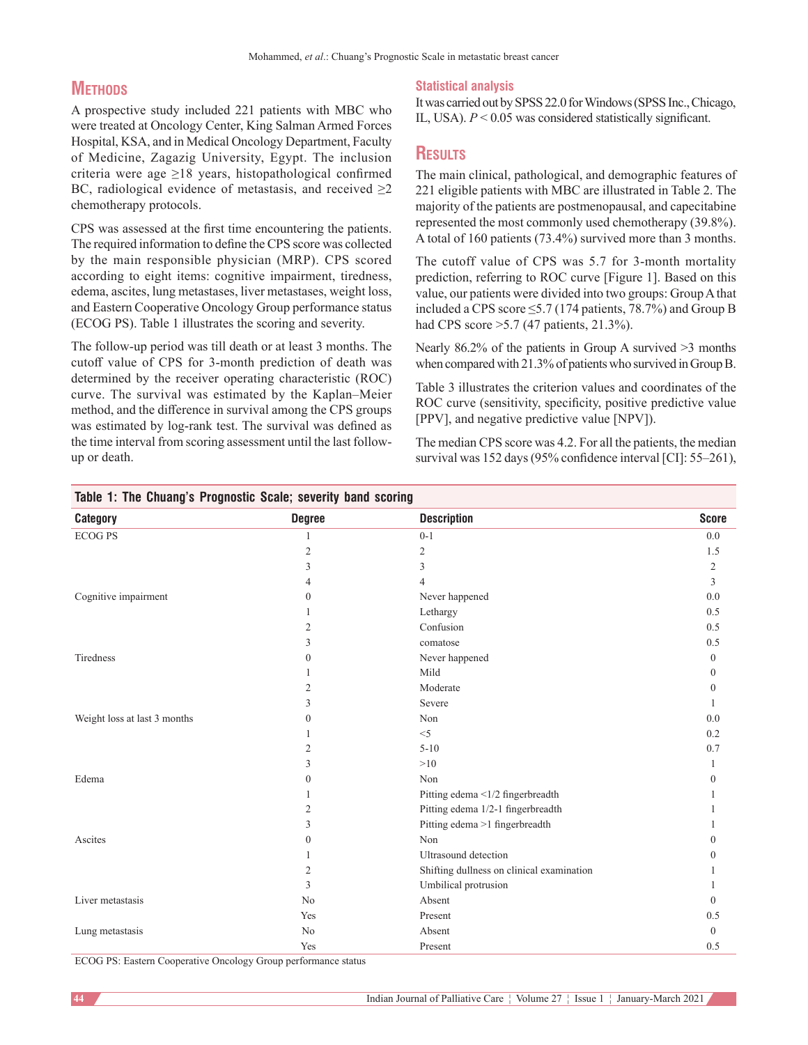## Methods

A prospective study included 221 patients with MBC who were treated at Oncology Center, King Salman Armed Forces Hospital, KSA, and in Medical Oncology Department, Faculty of Medicine, Zagazig University, Egypt. The inclusion criteria were age ≥18 years, histopathological confirmed BC, radiological evidence of metastasis, and received ≥2 chemotherapy protocols.

CPS was assessed at the first time encountering the patients. The required information to define the CPS score was collected by the main responsible physician (MRP). CPS scored according to eight items: cognitive impairment, tiredness, edema, ascites, lung metastases, liver metastases, weight loss, and Eastern Cooperative Oncology Group performance status (ECOG PS). Table 1 illustrates the scoring and severity.

The follow-up period was till death or at least 3 months. The cutoff value of CPS for 3-month prediction of death was determined by the receiver operating characteristic (ROC) curve. The survival was estimated by the Kaplan–Meier method, and the difference in survival among the CPS groups was estimated by log-rank test. The survival was defined as the time interval from scoring assessment until the last follow-up or death.

### Statistical analysis

It was carried out by SPSS 22.0 for Windows (SPSS Inc., Chicago, IL, USA). $P < 0.05$ was considered statistically significant.

## Results

The main clinical, pathological, and demographic features of 221 eligible patients with MBC are illustrated in Table 2. The majority of the patients are postmenopausal, and capecitabine represented the most commonly used chemotherapy (39.8%). A total of 160 patients (73.4%) survived more than 3 months.

The cutoff value of CPS was 5.7 for 3-month mortality prediction, referring to ROC curve [Figure 1]. Based on this value, our patients were divided into two groups: Group A that included a CPS score ≤5.7 (174 patients, 78.7%) and Group B had CPS score >5.7 (47 patients, 21.3%).

Nearly 86.2% of the patients in Group A survived >3 months when compared with 21.3% of patients who survived in Group B.

Table 3 illustrates the criterion values and coordinates of the ROC curve (sensitivity, specificity, positive predictive value [PPV], and negative predictive value [NPV]).

The median CPS score was 4.2. For all the patients, the median survival was 152 days (95% confidence interval [CI]: 55–261),

**Table 1: The Chuang's Prognostic Scale; severity band scoring**

| Category | Degree | Description | Score |
|---|---|---|---|
| ECOG PS | 1 | 0-1 | 0.0 |
| | 2 | 2 | 1.5 |
| | 3 | 3 | 2 |
| | 4 | 4 | 3 |
| Cognitive impairment | 0 | Never happened | 0.0 |
| | 1 | Lethargy | 0.5 |
| | 2 | Confusion | 0.5 |
| | 3 | comatose | 0.5 |
| Tiredness | 0 | Never happened | 0 |
| | 1 | Mild | 0 |
| | 2 | Moderate | 0 |
| | 3 | Severe | 1 |
| Weight loss at last 3 months | 0 | Non | 0.0 |
| | 1 | <5 | 0.2 |
| | 2 | 5-10 | 0.7 |
| | 3 | >10 | 1 |
| Edema | 0 | Non | 0 |
| | 1 | Pitting edema <1/2 fingerbreadth | 1 |
| | 2 | Pitting edema 1/2-1 fingerbreadth | 1 |
| | 3 | Pitting edema >1 fingerbreadth | 1 |
| Ascites | 0 | Non | 0 |
| | 1 | Ultrasound detection | 0 |
| | 2 | Shifting dullness on clinical examination | 1 |
| | 3 | Umbilical protrusion | 1 |
| Liver metastasis | No | Absent | 0 |
| | Yes | Present | 0.5 |
| Lung metastasis | No | Absent | 0 |
| | Yes | Present | 0.5 |

ECOG PS: Eastern Cooperative Oncology Group performance status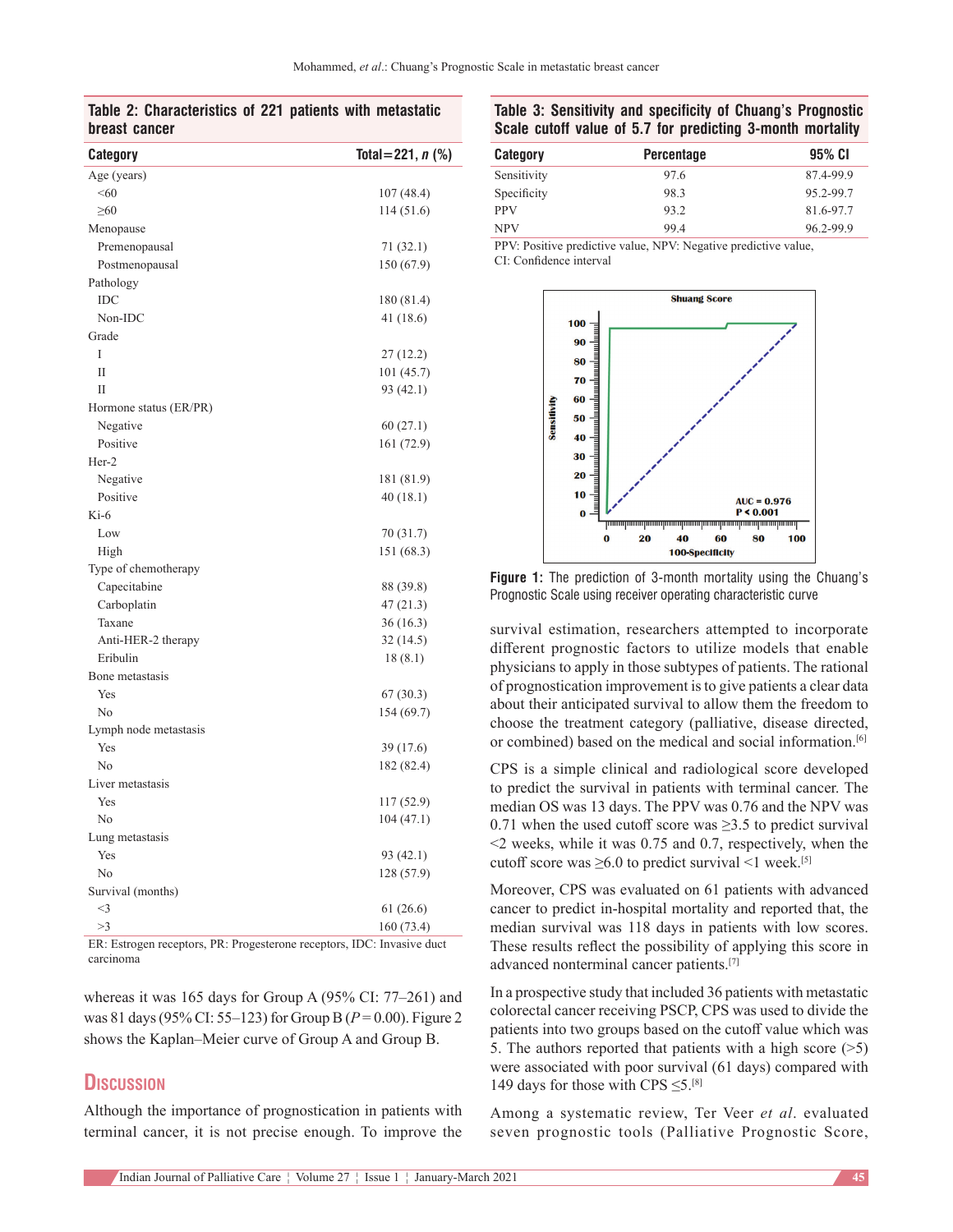**Table 2: Characteristics of 221 patients with metastatic breast cancer**

| Category | Total=221, *n* (%) |
|---|---|
| Age (years) | |
| <60 | 107 (48.4) |
| ≥60 | 114 (51.6) |
| Menopause | |
| Premenopausal | 71 (32.1) |
| Postmenopausal | 150 (67.9) |
| Pathology | |
| IDC | 180 (81.4) |
| Non-IDC | 41 (18.6) |
| Grade | |
| I | 27 (12.2) |
| II | 101 (45.7) |
| II | 93 (42.1) |
| Hormone status (ER/PR) | |
| Negative | 60 (27.1) |
| Positive | 161 (72.9) |
| Her-2 | |
| Negative | 181 (81.9) |
| Positive | 40 (18.1) |
| Ki-6 | |
| Low | 70 (31.7) |
| High | 151 (68.3) |
| Type of chemotherapy | |
| Capecitabine | 88 (39.8) |
| Carboplatin | 47 (21.3) |
| Taxane | 36 (16.3) |
| Anti-HER-2 therapy | 32 (14.5) |
| Eribulin | 18 (8.1) |
| Bone metastasis | |
| Yes | 67 (30.3) |
| No | 154 (69.7) |
| Lymph node metastasis | |
| Yes | 39 (17.6) |
| No | 182 (82.4) |
| Liver metastasis | |
| Yes | 117 (52.9) |
| No | 104 (47.1) |
| Lung metastasis | |
| Yes | 93 (42.1) |
| No | 128 (57.9) |
| Survival (months) | |
| <3 | 61 (26.6) |
| >3 | 160 (73.4) |

ER: Estrogen receptors, PR: Progesterone receptors, IDC: Invasive duct carcinoma

whereas it was 165 days for Group A (95% CI: 77–261) and was 81 days (95% CI: 55–123) for Group B ($P = 0.00$). Figure 2 shows the Kaplan–Meier curve of Group A and Group B.

## Discussion

Although the importance of prognostication in patients with terminal cancer, it is not precise enough. To improve the survival estimation, researchers attempted to incorporate different prognostic factors to utilize models that enable physicians to apply in those subtypes of patients. The rational of prognostication improvement is to give patients a clear data about their anticipated survival to allow them the freedom to choose the treatment category (palliative, disease directed, or combined) based on the medical and social information.[6]

CPS is a simple clinical and radiological score developed to predict the survival in patients with terminal cancer. The median OS was 13 days. The PPV was 0.76 and the NPV was 0.71 when the used cutoff score was ≥3.5 to predict survival <2 weeks, while it was 0.75 and 0.7, respectively, when the cutoff score was ≥6.0 to predict survival <1 week.[5]

Moreover, CPS was evaluated on 61 patients with advanced cancer to predict in-hospital mortality and reported that, the median survival was 118 days in patients with low scores. These results reflect the possibility of applying this score in advanced nonterminal cancer patients.[7]

In a prospective study that included 36 patients with metastatic colorectal cancer receiving PSCP, CPS was used to divide the patients into two groups based on the cutoff value which was 5. The authors reported that patients with a high score (>5) were associated with poor survival (61 days) compared with 149 days for those with CPS ≤5.[8]

Among a systematic review, Ter Veer *et al*. evaluated seven prognostic tools (Palliative Prognostic Score,

**Table 3: Sensitivity and specificity of Chuang's Prognostic Scale cutoff value of 5.7 for predicting 3-month mortality**

| Category | Percentage | 95% CI |
|---|---|---|
| Sensitivity | 97.6 | 87.4-99.9 |
| Specificity | 98.3 | 95.2-99.7 |
| PPV | 93.2 | 81.6-97.7 |
| NPV | 99.4 | 96.2-99.9 |

PPV: Positive predictive value, NPV: Negative predictive value, CI: Confidence interval

**Figure 1:** The prediction of 3-month mortality using the Chuang's Prognostic Scale using receiver operating characteristic curve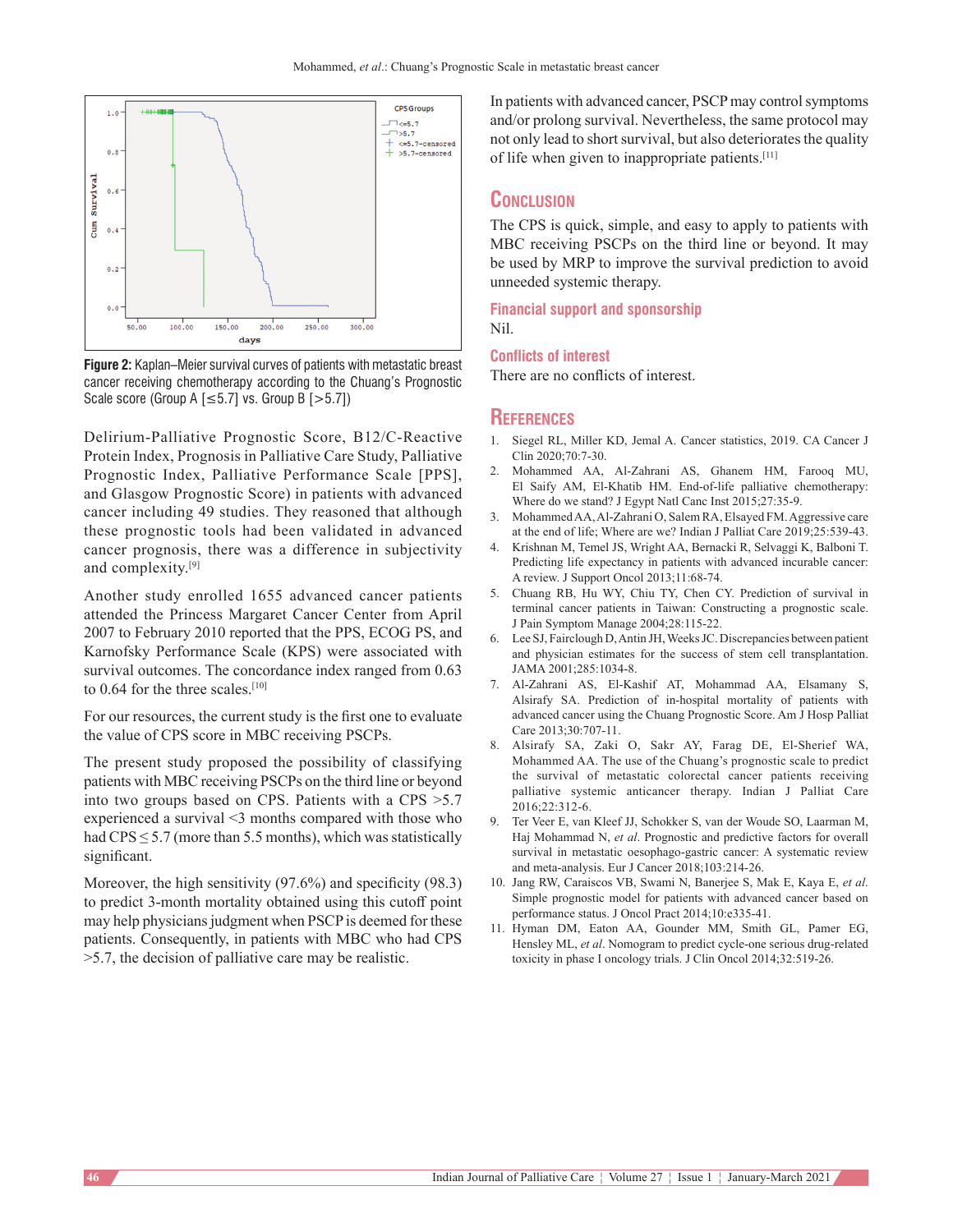CPS Groups
<=5.7
>5.7
<=5.7-censored
>5.7-censored

Cum Survival

1.0
0.8
0.6
0.4
0.2
0.0

50.00 100.00 150.00 200.00 250.00 300.00

days

**Figure 2:** Kaplan–Meier survival curves of patients with metastatic breast cancer receiving chemotherapy according to the Chuang's Prognostic Scale score (Group A [≤5.7] vs. Group B [>5.7])

Delirium-Palliative Prognostic Score, B12/C-Reactive Protein Index, Prognosis in Palliative Care Study, Palliative Prognostic Index, Palliative Performance Scale [PPS], and Glasgow Prognostic Score) in patients with advanced cancer including 49 studies. They reasoned that although these prognostic tools had been validated in advanced cancer prognosis, there was a difference in subjectivity and complexity.[9]

Another study enrolled 1655 advanced cancer patients attended the Princess Margaret Cancer Center from April 2007 to February 2010 reported that the PPS, ECOG PS, and Karnofsky Performance Scale (KPS) were associated with survival outcomes. The concordance index ranged from 0.63 to 0.64 for the three scales.[10]

For our resources, the current study is the first one to evaluate the value of CPS score in MBC receiving PSCPs.

The present study proposed the possibility of classifying patients with MBC receiving PSCPs on the third line or beyond into two groups based on CPS. Patients with a CPS >5.7 experienced a survival <3 months compared with those who had CPS ≤ 5.7 (more than 5.5 months), which was statistically significant.

Moreover, the high sensitivity (97.6%) and specificity (98.3) to predict 3-month mortality obtained using this cutoff point may help physicians judgment when PSCP is deemed for these patients. Consequently, in patients with MBC who had CPS >5.7, the decision of palliative care may be realistic.

In patients with advanced cancer, PSCP may control symptoms and/or prolong survival. Nevertheless, the same protocol may not only lead to short survival, but also deteriorates the quality of life when given to inappropriate patients.[11]

## Conclusion

The CPS is quick, simple, and easy to apply to patients with MBC receiving PSCPs on the third line or beyond. It may be used by MRP to improve the survival prediction to avoid unneeded systemic therapy.

### Financial support and sponsorship

Nil.

### Conflicts of interest

There are no conflicts of interest.

## References

1. Siegel RL, Miller KD, Jemal A. Cancer statistics, 2019. CA Cancer J Clin 2020;70:7-30.
2. Mohammed AA, Al-Zahrani AS, Ghanem HM, Farooq MU, El Saify AM, El-Khatib HM. End-of-life palliative chemotherapy: Where do we stand? J Egypt Natl Canc Inst 2015;27:35-9.
3. Mohammed AA, Al-Zahrani O, Salem RA, Elsayed FM. Aggressive care at the end of life; Where are we? Indian J Palliat Care 2019;25:539-43.
4. Krishnan M, Temel JS, Wright AA, Bernacki R, Selvaggi K, Balboni T. Predicting life expectancy in patients with advanced incurable cancer: A review. J Support Oncol 2013;11:68-74.
5. Chuang RB, Hu WY, Chiu TY, Chen CY. Prediction of survival in terminal cancer patients in Taiwan: Constructing a prognostic scale. J Pain Symptom Manage 2004;28:115-22.
6. Lee SJ, Fairclough D, Antin JH, Weeks JC. Discrepancies between patient and physician estimates for the success of stem cell transplantation. JAMA 2001;285:1034-8.
7. Al-Zahrani AS, El-Kashif AT, Mohammad AA, Elsamany S, Alsirafy SA. Prediction of in-hospital mortality of patients with advanced cancer using the Chuang Prognostic Score. Am J Hosp Palliat Care 2013;30:707-11.
8. Alsirafy SA, Zaki O, Sakr AY, Farag DE, El-Sherief WA, Mohammed AA. The use of the Chuang's prognostic scale to predict the survival of metastatic colorectal cancer patients receiving palliative systemic anticancer therapy. Indian J Palliat Care 2016;22:312-6.
9. Ter Veer E, van Kleef JJ, Schokker S, van der Woude SO, Laarman M, Haj Mohammad N, *et al*. Prognostic and predictive factors for overall survival in metastatic oesophago-gastric cancer: A systematic review and meta-analysis. Eur J Cancer 2018;103:214-26.
10. Jang RW, Caraiscos VB, Swami N, Banerjee S, Mak E, Kaya E, *et al*. Simple prognostic model for patients with advanced cancer based on performance status. J Oncol Pract 2014;10:e335-41.
11. Hyman DM, Eaton AA, Gounder MM, Smith GL, Pamer EG, Hensley ML, *et al*. Nomogram to predict cycle-one serious drug-related toxicity in phase I oncology trials. J Clin Oncol 2014;32:519-26.